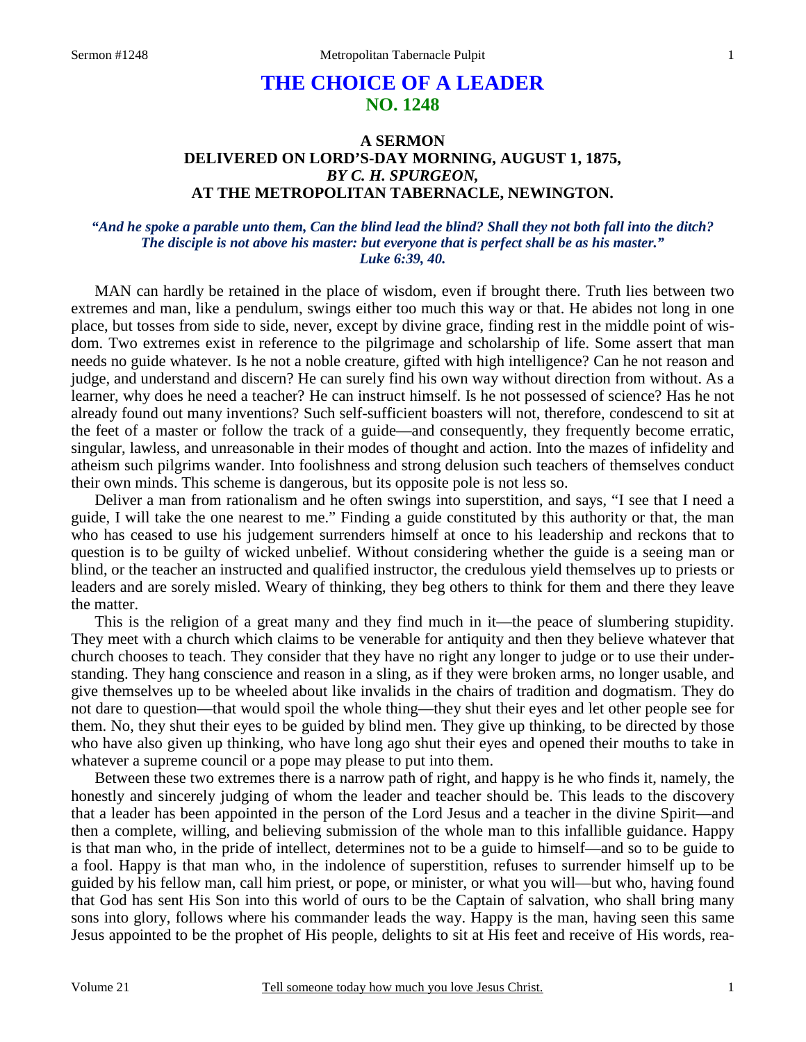# THE CHOICE OF A LEADER
## NO. 1248

### A SERMON
### DELIVERED ON LORD'S-DAY MORNING, AUGUST 1, 1875,
### *BY C. H. SPURGEON,*
### AT THE METROPOLITAN TABERNACLE, NEWINGTON.

***"And he spoke a parable unto them, Can the blind lead the blind? Shall they not both fall into the ditch? The disciple is not above his master: but everyone that is perfect shall be as his master." Luke 6:39, 40.***

MAN can hardly be retained in the place of wisdom, even if brought there. Truth lies between two extremes and man, like a pendulum, swings either too much this way or that. He abides not long in one place, but tosses from side to side, never, except by divine grace, finding rest in the middle point of wisdom. Two extremes exist in reference to the pilgrimage and scholarship of life. Some assert that man needs no guide whatever. Is he not a noble creature, gifted with high intelligence? Can he not reason and judge, and understand and discern? He can surely find his own way without direction from without. As a learner, why does he need a teacher? He can instruct himself. Is he not possessed of science? Has he not already found out many inventions? Such self-sufficient boasters will not, therefore, condescend to sit at the feet of a master or follow the track of a guide—and consequently, they frequently become erratic, singular, lawless, and unreasonable in their modes of thought and action. Into the mazes of infidelity and atheism such pilgrims wander. Into foolishness and strong delusion such teachers of themselves conduct their own minds. This scheme is dangerous, but its opposite pole is not less so.

Deliver a man from rationalism and he often swings into superstition, and says, "I see that I need a guide, I will take the one nearest to me." Finding a guide constituted by this authority or that, the man who has ceased to use his judgement surrenders himself at once to his leadership and reckons that to question is to be guilty of wicked unbelief. Without considering whether the guide is a seeing man or blind, or the teacher an instructed and qualified instructor, the credulous yield themselves up to priests or leaders and are sorely misled. Weary of thinking, they beg others to think for them and there they leave the matter.

This is the religion of a great many and they find much in it—the peace of slumbering stupidity. They meet with a church which claims to be venerable for antiquity and then they believe whatever that church chooses to teach. They consider that they have no right any longer to judge or to use their understanding. They hang conscience and reason in a sling, as if they were broken arms, no longer usable, and give themselves up to be wheeled about like invalids in the chairs of tradition and dogmatism. They do not dare to question—that would spoil the whole thing—they shut their eyes and let other people see for them. No, they shut their eyes to be guided by blind men. They give up thinking, to be directed by those who have also given up thinking, who have long ago shut their eyes and opened their mouths to take in whatever a supreme council or a pope may please to put into them.

Between these two extremes there is a narrow path of right, and happy is he who finds it, namely, the honestly and sincerely judging of whom the leader and teacher should be. This leads to the discovery that a leader has been appointed in the person of the Lord Jesus and a teacher in the divine Spirit—and then a complete, willing, and believing submission of the whole man to this infallible guidance. Happy is that man who, in the pride of intellect, determines not to be a guide to himself—and so to be guide to a fool. Happy is that man who, in the indolence of superstition, refuses to surrender himself up to be guided by his fellow man, call him priest, or pope, or minister, or what you will—but who, having found that God has sent His Son into this world of ours to be the Captain of salvation, who shall bring many sons into glory, follows where his commander leads the way. Happy is the man, having seen this same Jesus appointed to be the prophet of His people, delights to sit at His feet and receive of His words, rea-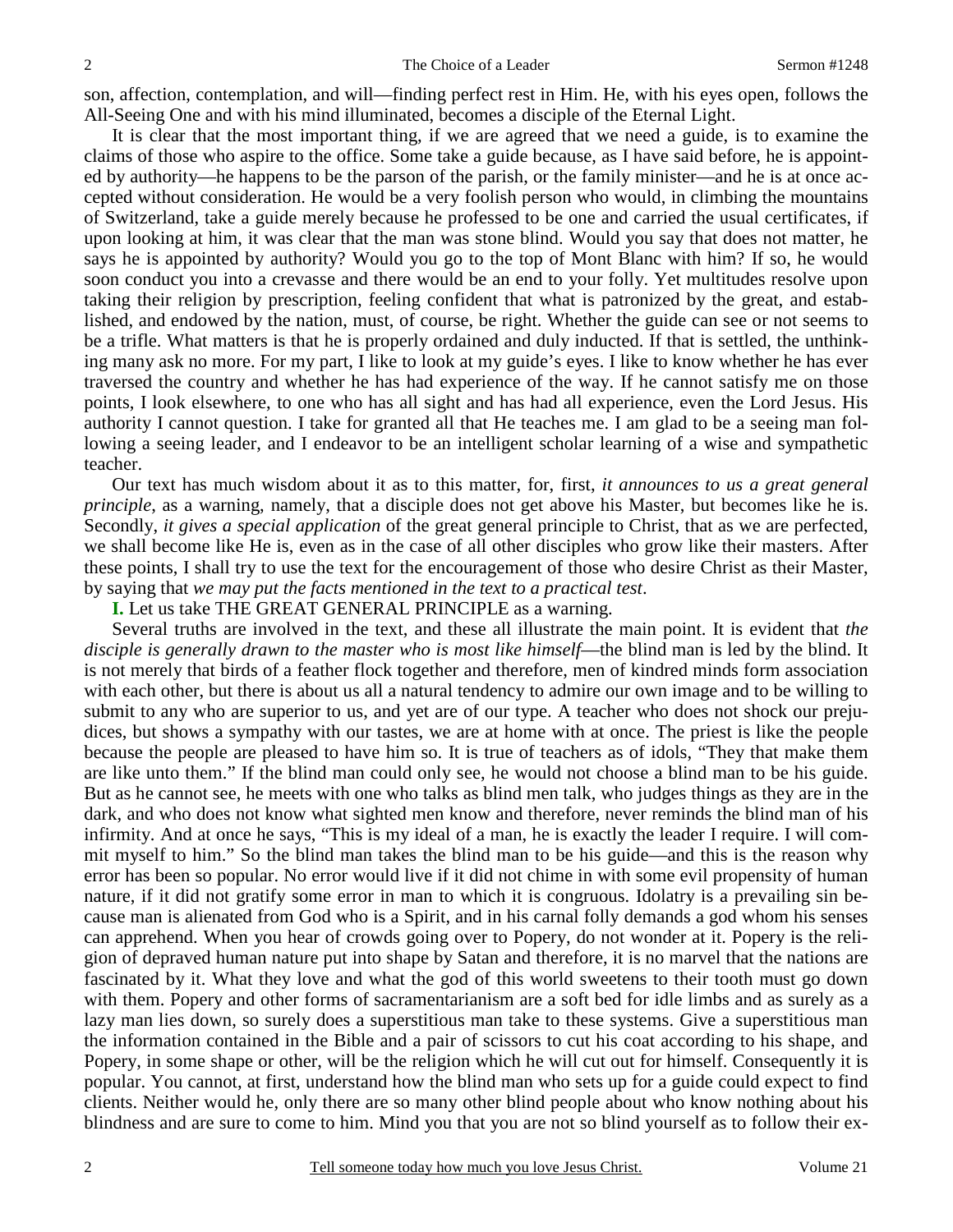son, affection, contemplation, and will—finding perfect rest in Him. He, with his eyes open, follows the All-Seeing One and with his mind illuminated, becomes a disciple of the Eternal Light.

It is clear that the most important thing, if we are agreed that we need a guide, is to examine the claims of those who aspire to the office. Some take a guide because, as I have said before, he is appointed by authority—he happens to be the parson of the parish, or the family minister—and he is at once accepted without consideration. He would be a very foolish person who would, in climbing the mountains of Switzerland, take a guide merely because he professed to be one and carried the usual certificates, if upon looking at him, it was clear that the man was stone blind. Would you say that does not matter, he says he is appointed by authority? Would you go to the top of Mont Blanc with him? If so, he would soon conduct you into a crevasse and there would be an end to your folly. Yet multitudes resolve upon taking their religion by prescription, feeling confident that what is patronized by the great, and established, and endowed by the nation, must, of course, be right. Whether the guide can see or not seems to be a trifle. What matters is that he is properly ordained and duly inducted. If that is settled, the unthinking many ask no more. For my part, I like to look at my guide's eyes. I like to know whether he has ever traversed the country and whether he has had experience of the way. If he cannot satisfy me on those points, I look elsewhere, to one who has all sight and has had all experience, even the Lord Jesus. His authority I cannot question. I take for granted all that He teaches me. I am glad to be a seeing man following a seeing leader, and I endeavor to be an intelligent scholar learning of a wise and sympathetic teacher.

Our text has much wisdom about it as to this matter, for, first, *it announces to us a great general principle*, as a warning, namely, that a disciple does not get above his Master, but becomes like he is. Secondly, *it gives a special application* of the great general principle to Christ, that as we are perfected, we shall become like He is, even as in the case of all other disciples who grow like their masters. After these points, I shall try to use the text for the encouragement of those who desire Christ as their Master, by saying that *we may put the facts mentioned in the text to a practical test*.

**I.** Let us take THE GREAT GENERAL PRINCIPLE as a warning.

Several truths are involved in the text, and these all illustrate the main point. It is evident that *the disciple is generally drawn to the master who is most like himself*—the blind man is led by the blind. It is not merely that birds of a feather flock together and therefore, men of kindred minds form association with each other, but there is about us all a natural tendency to admire our own image and to be willing to submit to any who are superior to us, and yet are of our type. A teacher who does not shock our prejudices, but shows a sympathy with our tastes, we are at home with at once. The priest is like the people because the people are pleased to have him so. It is true of teachers as of idols, "They that make them are like unto them." If the blind man could only see, he would not choose a blind man to be his guide. But as he cannot see, he meets with one who talks as blind men talk, who judges things as they are in the dark, and who does not know what sighted men know and therefore, never reminds the blind man of his infirmity. And at once he says, "This is my ideal of a man, he is exactly the leader I require. I will commit myself to him." So the blind man takes the blind man to be his guide—and this is the reason why error has been so popular. No error would live if it did not chime in with some evil propensity of human nature, if it did not gratify some error in man to which it is congruous. Idolatry is a prevailing sin because man is alienated from God who is a Spirit, and in his carnal folly demands a god whom his senses can apprehend. When you hear of crowds going over to Popery, do not wonder at it. Popery is the religion of depraved human nature put into shape by Satan and therefore, it is no marvel that the nations are fascinated by it. What they love and what the god of this world sweetens to their tooth must go down with them. Popery and other forms of sacramentarianism are a soft bed for idle limbs and as surely as a lazy man lies down, so surely does a superstitious man take to these systems. Give a superstitious man the information contained in the Bible and a pair of scissors to cut his coat according to his shape, and Popery, in some shape or other, will be the religion which he will cut out for himself. Consequently it is popular. You cannot, at first, understand how the blind man who sets up for a guide could expect to find clients. Neither would he, only there are so many other blind people about who know nothing about his blindness and are sure to come to him. Mind you that you are not so blind yourself as to follow their ex-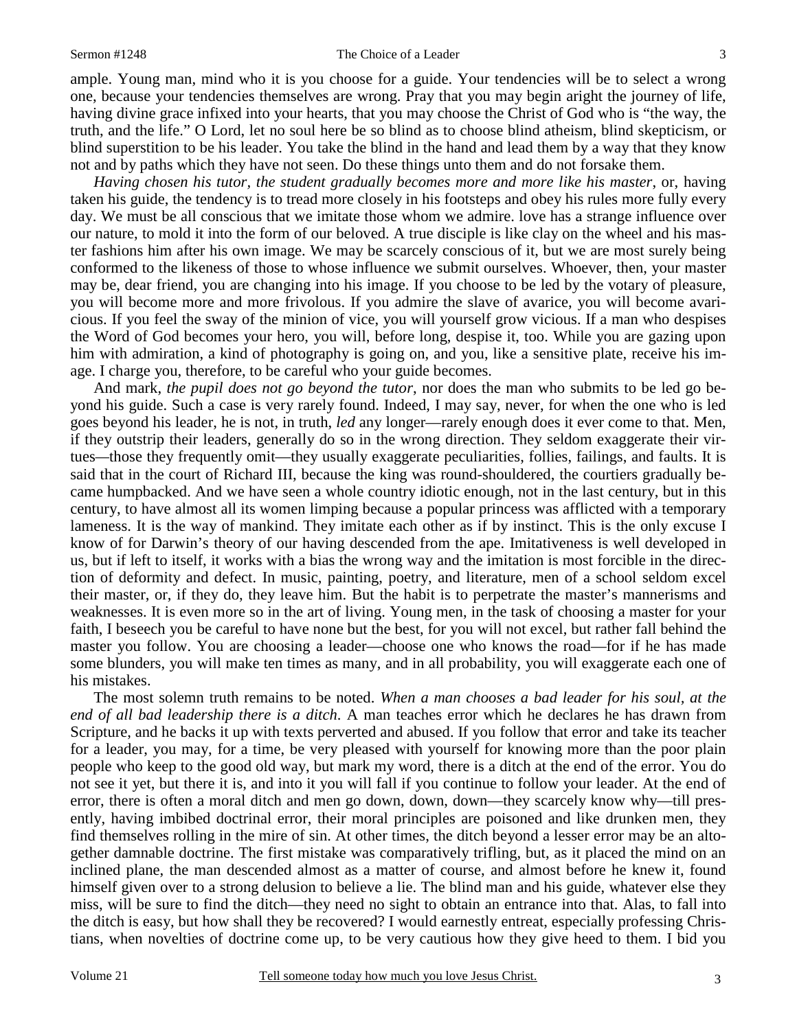ample. Young man, mind who it is you choose for a guide. Your tendencies will be to select a wrong one, because your tendencies themselves are wrong. Pray that you may begin aright the journey of life, having divine grace infixed into your hearts, that you may choose the Christ of God who is "the way, the truth, and the life." O Lord, let no soul here be so blind as to choose blind atheism, blind skepticism, or blind superstition to be his leader. You take the blind in the hand and lead them by a way that they know not and by paths which they have not seen. Do these things unto them and do not forsake them.

*Having chosen his tutor, the student gradually becomes more and more like his master,* or, having taken his guide, the tendency is to tread more closely in his footsteps and obey his rules more fully every day. We must be all conscious that we imitate those whom we admire. love has a strange influence over our nature, to mold it into the form of our beloved. A true disciple is like clay on the wheel and his master fashions him after his own image. We may be scarcely conscious of it, but we are most surely being conformed to the likeness of those to whose influence we submit ourselves. Whoever, then, your master may be, dear friend, you are changing into his image. If you choose to be led by the votary of pleasure, you will become more and more frivolous. If you admire the slave of avarice, you will become avaricious. If you feel the sway of the minion of vice, you will yourself grow vicious. If a man who despises the Word of God becomes your hero, you will, before long, despise it, too. While you are gazing upon him with admiration, a kind of photography is going on, and you, like a sensitive plate, receive his image. I charge you, therefore, to be careful who your guide becomes.

And mark, *the pupil does not go beyond the tutor,* nor does the man who submits to be led go beyond his guide. Such a case is very rarely found. Indeed, I may say, never, for when the one who is led goes beyond his leader, he is not, in truth, *led* any longer—rarely enough does it ever come to that. Men, if they outstrip their leaders, generally do so in the wrong direction. They seldom exaggerate their virtues—those they frequently omit—they usually exaggerate peculiarities, follies, failings, and faults. It is said that in the court of Richard III, because the king was round-shouldered, the courtiers gradually became humpbacked. And we have seen a whole country idiotic enough, not in the last century, but in this century, to have almost all its women limping because a popular princess was afflicted with a temporary lameness. It is the way of mankind. They imitate each other as if by instinct. This is the only excuse I know of for Darwin's theory of our having descended from the ape. Imitativeness is well developed in us, but if left to itself, it works with a bias the wrong way and the imitation is most forcible in the direction of deformity and defect. In music, painting, poetry, and literature, men of a school seldom excel their master, or, if they do, they leave him. But the habit is to perpetrate the master's mannerisms and weaknesses. It is even more so in the art of living. Young men, in the task of choosing a master for your faith, I beseech you be careful to have none but the best, for you will not excel, but rather fall behind the master you follow. You are choosing a leader—choose one who knows the road—for if he has made some blunders, you will make ten times as many, and in all probability, you will exaggerate each one of his mistakes.

The most solemn truth remains to be noted. *When a man chooses a bad leader for his soul, at the end of all bad leadership there is a ditch.* A man teaches error which he declares he has drawn from Scripture, and he backs it up with texts perverted and abused. If you follow that error and take its teacher for a leader, you may, for a time, be very pleased with yourself for knowing more than the poor plain people who keep to the good old way, but mark my word, there is a ditch at the end of the error. You do not see it yet, but there it is, and into it you will fall if you continue to follow your leader. At the end of error, there is often a moral ditch and men go down, down, down—they scarcely know why—till presently, having imbibed doctrinal error, their moral principles are poisoned and like drunken men, they find themselves rolling in the mire of sin. At other times, the ditch beyond a lesser error may be an altogether damnable doctrine. The first mistake was comparatively trifling, but, as it placed the mind on an inclined plane, the man descended almost as a matter of course, and almost before he knew it, found himself given over to a strong delusion to believe a lie. The blind man and his guide, whatever else they miss, will be sure to find the ditch—they need no sight to obtain an entrance into that. Alas, to fall into the ditch is easy, but how shall they be recovered? I would earnestly entreat, especially professing Christians, when novelties of doctrine come up, to be very cautious how they give heed to them. I bid you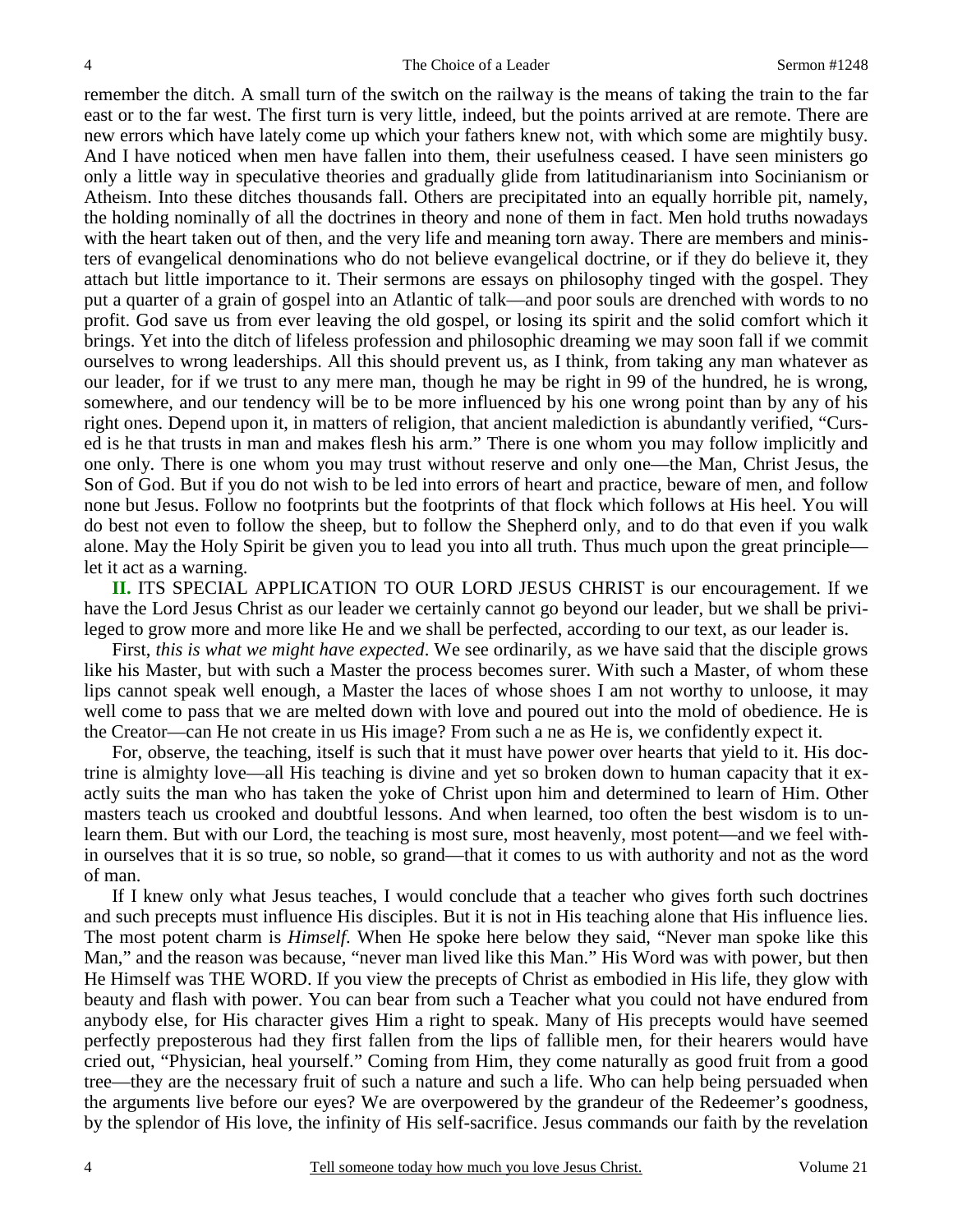remember the ditch. A small turn of the switch on the railway is the means of taking the train to the far east or to the far west. The first turn is very little, indeed, but the points arrived at are remote. There are new errors which have lately come up which your fathers knew not, with which some are mightily busy. And I have noticed when men have fallen into them, their usefulness ceased. I have seen ministers go only a little way in speculative theories and gradually glide from latitudinarianism into Socinianism or Atheism. Into these ditches thousands fall. Others are precipitated into an equally horrible pit, namely, the holding nominally of all the doctrines in theory and none of them in fact. Men hold truths nowadays with the heart taken out of then, and the very life and meaning torn away. There are members and ministers of evangelical denominations who do not believe evangelical doctrine, or if they do believe it, they attach but little importance to it. Their sermons are essays on philosophy tinged with the gospel. They put a quarter of a grain of gospel into an Atlantic of talk—and poor souls are drenched with words to no profit. God save us from ever leaving the old gospel, or losing its spirit and the solid comfort which it brings. Yet into the ditch of lifeless profession and philosophic dreaming we may soon fall if we commit ourselves to wrong leaderships. All this should prevent us, as I think, from taking any man whatever as our leader, for if we trust to any mere man, though he may be right in 99 of the hundred, he is wrong, somewhere, and our tendency will be to be more influenced by his one wrong point than by any of his right ones. Depend upon it, in matters of religion, that ancient malediction is abundantly verified, "Cursed is he that trusts in man and makes flesh his arm." There is one whom you may follow implicitly and one only. There is one whom you may trust without reserve and only one—the Man, Christ Jesus, the Son of God. But if you do not wish to be led into errors of heart and practice, beware of men, and follow none but Jesus. Follow no footprints but the footprints of that flock which follows at His heel. You will do best not even to follow the sheep, but to follow the Shepherd only, and to do that even if you walk alone. May the Holy Spirit be given you to lead you into all truth. Thus much upon the great principle—let it act as a warning.

**II.** ITS SPECIAL APPLICATION TO OUR LORD JESUS CHRIST is our encouragement. If we have the Lord Jesus Christ as our leader we certainly cannot go beyond our leader, but we shall be privileged to grow more and more like He and we shall be perfected, according to our text, as our leader is.

First, *this is what we might have expected*. We see ordinarily, as we have said that the disciple grows like his Master, but with such a Master the process becomes surer. With such a Master, of whom these lips cannot speak well enough, a Master the laces of whose shoes I am not worthy to unloose, it may well come to pass that we are melted down with love and poured out into the mold of obedience. He is the Creator—can He not create in us His image? From such a ne as He is, we confidently expect it.

For, observe, the teaching, itself is such that it must have power over hearts that yield to it. His doctrine is almighty love—all His teaching is divine and yet so broken down to human capacity that it exactly suits the man who has taken the yoke of Christ upon him and determined to learn of Him. Other masters teach us crooked and doubtful lessons. And when learned, too often the best wisdom is to unlearn them. But with our Lord, the teaching is most sure, most heavenly, most potent—and we feel within ourselves that it is so true, so noble, so grand—that it comes to us with authority and not as the word of man.

If I knew only what Jesus teaches, I would conclude that a teacher who gives forth such doctrines and such precepts must influence His disciples. But it is not in His teaching alone that His influence lies. The most potent charm is *Himself*. When He spoke here below they said, "Never man spoke like this Man," and the reason was because, "never man lived like this Man." His Word was with power, but then He Himself was THE WORD. If you view the precepts of Christ as embodied in His life, they glow with beauty and flash with power. You can bear from such a Teacher what you could not have endured from anybody else, for His character gives Him a right to speak. Many of His precepts would have seemed perfectly preposterous had they first fallen from the lips of fallible men, for their hearers would have cried out, "Physician, heal yourself." Coming from Him, they come naturally as good fruit from a good tree—they are the necessary fruit of such a nature and such a life. Who can help being persuaded when the arguments live before our eyes? We are overpowered by the grandeur of the Redeemer's goodness, by the splendor of His love, the infinity of His self-sacrifice. Jesus commands our faith by the revelation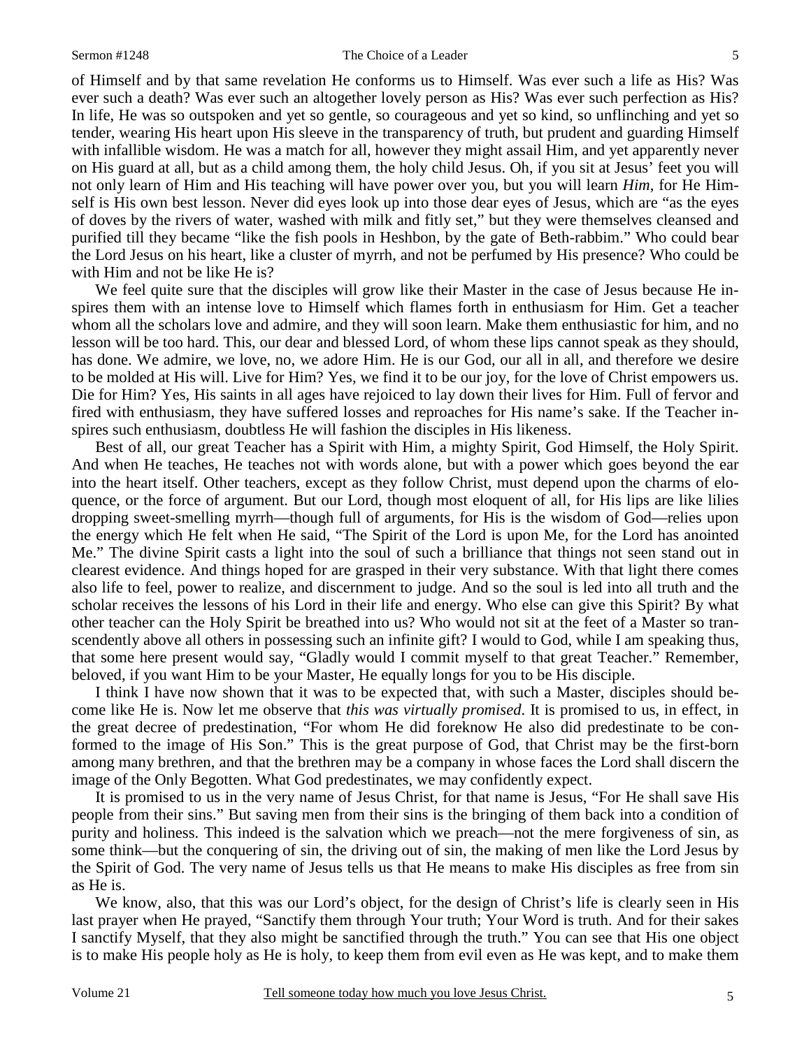of Himself and by that same revelation He conforms us to Himself. Was ever such a life as His? Was ever such a death? Was ever such an altogether lovely person as His? Was ever such perfection as His? In life, He was so outspoken and yet so gentle, so courageous and yet so kind, so unflinching and yet so tender, wearing His heart upon His sleeve in the transparency of truth, but prudent and guarding Himself with infallible wisdom. He was a match for all, however they might assail Him, and yet apparently never on His guard at all, but as a child among them, the holy child Jesus. Oh, if you sit at Jesus' feet you will not only learn of Him and His teaching will have power over you, but you will learn *Him*, for He Himself is His own best lesson. Never did eyes look up into those dear eyes of Jesus, which are "as the eyes of doves by the rivers of water, washed with milk and fitly set," but they were themselves cleansed and purified till they became "like the fish pools in Heshbon, by the gate of Beth-rabbim." Who could bear the Lord Jesus on his heart, like a cluster of myrrh, and not be perfumed by His presence? Who could be with Him and not be like He is?

We feel quite sure that the disciples will grow like their Master in the case of Jesus because He inspires them with an intense love to Himself which flames forth in enthusiasm for Him. Get a teacher whom all the scholars love and admire, and they will soon learn. Make them enthusiastic for him, and no lesson will be too hard. This, our dear and blessed Lord, of whom these lips cannot speak as they should, has done. We admire, we love, no, we adore Him. He is our God, our all in all, and therefore we desire to be molded at His will. Live for Him? Yes, we find it to be our joy, for the love of Christ empowers us. Die for Him? Yes, His saints in all ages have rejoiced to lay down their lives for Him. Full of fervor and fired with enthusiasm, they have suffered losses and reproaches for His name's sake. If the Teacher inspires such enthusiasm, doubtless He will fashion the disciples in His likeness.

Best of all, our great Teacher has a Spirit with Him, a mighty Spirit, God Himself, the Holy Spirit. And when He teaches, He teaches not with words alone, but with a power which goes beyond the ear into the heart itself. Other teachers, except as they follow Christ, must depend upon the charms of eloquence, or the force of argument. But our Lord, though most eloquent of all, for His lips are like lilies dropping sweet-smelling myrrh—though full of arguments, for His is the wisdom of God—relies upon the energy which He felt when He said, "The Spirit of the Lord is upon Me, for the Lord has anointed Me." The divine Spirit casts a light into the soul of such a brilliance that things not seen stand out in clearest evidence. And things hoped for are grasped in their very substance. With that light there comes also life to feel, power to realize, and discernment to judge. And so the soul is led into all truth and the scholar receives the lessons of his Lord in their life and energy. Who else can give this Spirit? By what other teacher can the Holy Spirit be breathed into us? Who would not sit at the feet of a Master so transcendently above all others in possessing such an infinite gift? I would to God, while I am speaking thus, that some here present would say, "Gladly would I commit myself to that great Teacher." Remember, beloved, if you want Him to be your Master, He equally longs for you to be His disciple.

I think I have now shown that it was to be expected that, with such a Master, disciples should become like He is. Now let me observe that *this was virtually promised*. It is promised to us, in effect, in the great decree of predestination, "For whom He did foreknow He also did predestinate to be conformed to the image of His Son." This is the great purpose of God, that Christ may be the first-born among many brethren, and that the brethren may be a company in whose faces the Lord shall discern the image of the Only Begotten. What God predestinates, we may confidently expect.

It is promised to us in the very name of Jesus Christ, for that name is Jesus, "For He shall save His people from their sins." But saving men from their sins is the bringing of them back into a condition of purity and holiness. This indeed is the salvation which we preach—not the mere forgiveness of sin, as some think—but the conquering of sin, the driving out of sin, the making of men like the Lord Jesus by the Spirit of God. The very name of Jesus tells us that He means to make His disciples as free from sin as He is.

We know, also, that this was our Lord's object, for the design of Christ's life is clearly seen in His last prayer when He prayed, "Sanctify them through Your truth; Your Word is truth. And for their sakes I sanctify Myself, that they also might be sanctified through the truth." You can see that His one object is to make His people holy as He is holy, to keep them from evil even as He was kept, and to make them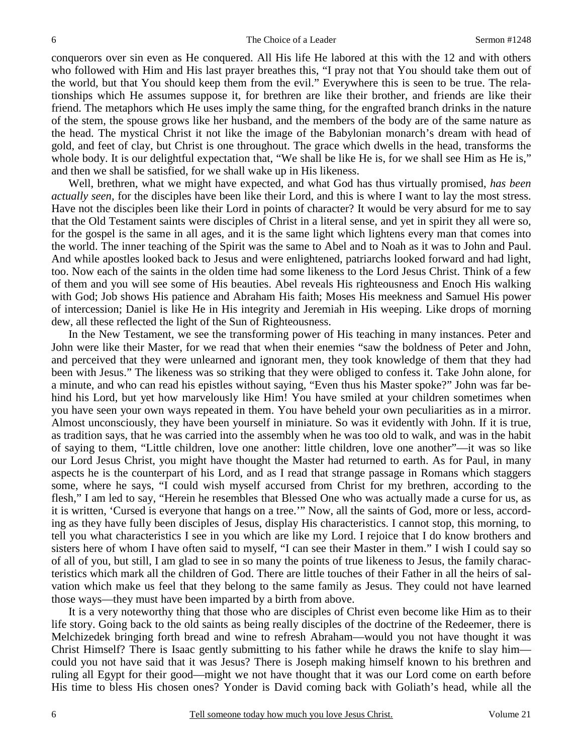conquerors over sin even as He conquered. All His life He labored at this with the 12 and with others who followed with Him and His last prayer breathes this, "I pray not that You should take them out of the world, but that You should keep them from the evil." Everywhere this is seen to be true. The relationships which He assumes suppose it, for brethren are like their brother, and friends are like their friend. The metaphors which He uses imply the same thing, for the engrafted branch drinks in the nature of the stem, the spouse grows like her husband, and the members of the body are of the same nature as the head. The mystical Christ it not like the image of the Babylonian monarch's dream with head of gold, and feet of clay, but Christ is one throughout. The grace which dwells in the head, transforms the whole body. It is our delightful expectation that, "We shall be like He is, for we shall see Him as He is," and then we shall be satisfied, for we shall wake up in His likeness.

Well, brethren, what we might have expected, and what God has thus virtually promised, *has been actually seen,* for the disciples have been like their Lord, and this is where I want to lay the most stress. Have not the disciples been like their Lord in points of character? It would be very absurd for me to say that the Old Testament saints were disciples of Christ in a literal sense, and yet in spirit they all were so, for the gospel is the same in all ages, and it is the same light which lightens every man that comes into the world. The inner teaching of the Spirit was the same to Abel and to Noah as it was to John and Paul. And while apostles looked back to Jesus and were enlightened, patriarchs looked forward and had light, too. Now each of the saints in the olden time had some likeness to the Lord Jesus Christ. Think of a few of them and you will see some of His beauties. Abel reveals His righteousness and Enoch His walking with God; Job shows His patience and Abraham His faith; Moses His meekness and Samuel His power of intercession; Daniel is like He in His integrity and Jeremiah in His weeping. Like drops of morning dew, all these reflected the light of the Sun of Righteousness.

In the New Testament, we see the transforming power of His teaching in many instances. Peter and John were like their Master, for we read that when their enemies "saw the boldness of Peter and John, and perceived that they were unlearned and ignorant men, they took knowledge of them that they had been with Jesus." The likeness was so striking that they were obliged to confess it. Take John alone, for a minute, and who can read his epistles without saying, "Even thus his Master spoke?" John was far behind his Lord, but yet how marvelously like Him! You have smiled at your children sometimes when you have seen your own ways repeated in them. You have beheld your own peculiarities as in a mirror. Almost unconsciously, they have been yourself in miniature. So was it evidently with John. If it is true, as tradition says, that he was carried into the assembly when he was too old to walk, and was in the habit of saying to them, "Little children, love one another: little children, love one another"—it was so like our Lord Jesus Christ, you might have thought the Master had returned to earth. As for Paul, in many aspects he is the counterpart of his Lord, and as I read that strange passage in Romans which staggers some, where he says, "I could wish myself accursed from Christ for my brethren, according to the flesh," I am led to say, "Herein he resembles that Blessed One who was actually made a curse for us, as it is written, 'Cursed is everyone that hangs on a tree.'" Now, all the saints of God, more or less, according as they have fully been disciples of Jesus, display His characteristics. I cannot stop, this morning, to tell you what characteristics I see in you which are like my Lord. I rejoice that I do know brothers and sisters here of whom I have often said to myself, "I can see their Master in them." I wish I could say so of all of you, but still, I am glad to see in so many the points of true likeness to Jesus, the family characteristics which mark all the children of God. There are little touches of their Father in all the heirs of salvation which make us feel that they belong to the same family as Jesus. They could not have learned those ways—they must have been imparted by a birth from above.

It is a very noteworthy thing that those who are disciples of Christ even become like Him as to their life story. Going back to the old saints as being really disciples of the doctrine of the Redeemer, there is Melchizedek bringing forth bread and wine to refresh Abraham—would you not have thought it was Christ Himself? There is Isaac gently submitting to his father while he draws the knife to slay him—could you not have said that it was Jesus? There is Joseph making himself known to his brethren and ruling all Egypt for their good—might we not have thought that it was our Lord come on earth before His time to bless His chosen ones? Yonder is David coming back with Goliath's head, while all the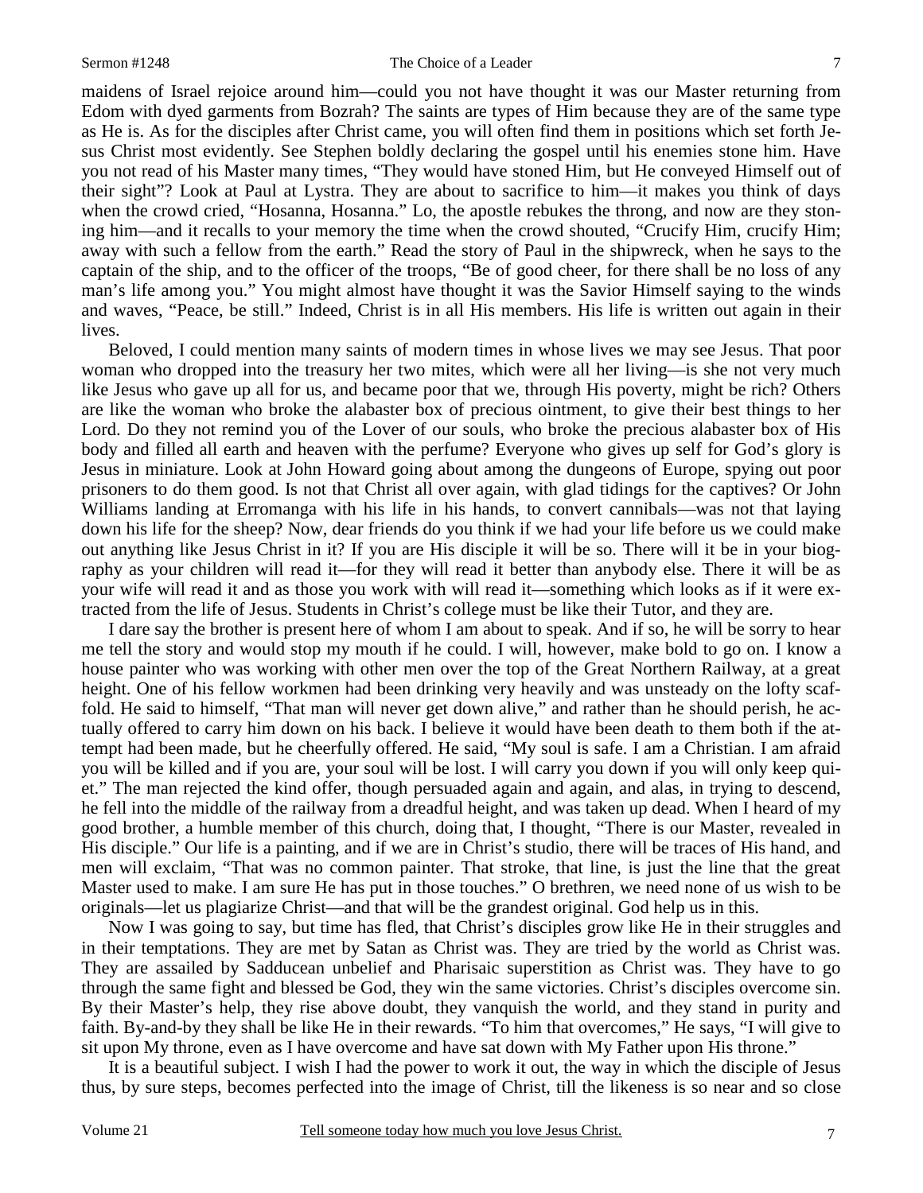maidens of Israel rejoice around him—could you not have thought it was our Master returning from Edom with dyed garments from Bozrah? The saints are types of Him because they are of the same type as He is. As for the disciples after Christ came, you will often find them in positions which set forth Jesus Christ most evidently. See Stephen boldly declaring the gospel until his enemies stone him. Have you not read of his Master many times, "They would have stoned Him, but He conveyed Himself out of their sight"? Look at Paul at Lystra. They are about to sacrifice to him—it makes you think of days when the crowd cried, "Hosanna, Hosanna." Lo, the apostle rebukes the throng, and now are they stoning him—and it recalls to your memory the time when the crowd shouted, "Crucify Him, crucify Him; away with such a fellow from the earth." Read the story of Paul in the shipwreck, when he says to the captain of the ship, and to the officer of the troops, "Be of good cheer, for there shall be no loss of any man's life among you." You might almost have thought it was the Savior Himself saying to the winds and waves, "Peace, be still." Indeed, Christ is in all His members. His life is written out again in their lives.

Beloved, I could mention many saints of modern times in whose lives we may see Jesus. That poor woman who dropped into the treasury her two mites, which were all her living—is she not very much like Jesus who gave up all for us, and became poor that we, through His poverty, might be rich? Others are like the woman who broke the alabaster box of precious ointment, to give their best things to her Lord. Do they not remind you of the Lover of our souls, who broke the precious alabaster box of His body and filled all earth and heaven with the perfume? Everyone who gives up self for God's glory is Jesus in miniature. Look at John Howard going about among the dungeons of Europe, spying out poor prisoners to do them good. Is not that Christ all over again, with glad tidings for the captives? Or John Williams landing at Erromanga with his life in his hands, to convert cannibals—was not that laying down his life for the sheep? Now, dear friends do you think if we had your life before us we could make out anything like Jesus Christ in it? If you are His disciple it will be so. There will it be in your biography as your children will read it—for they will read it better than anybody else. There it will be as your wife will read it and as those you work with will read it—something which looks as if it were extracted from the life of Jesus. Students in Christ's college must be like their Tutor, and they are.

I dare say the brother is present here of whom I am about to speak. And if so, he will be sorry to hear me tell the story and would stop my mouth if he could. I will, however, make bold to go on. I know a house painter who was working with other men over the top of the Great Northern Railway, at a great height. One of his fellow workmen had been drinking very heavily and was unsteady on the lofty scaffold. He said to himself, "That man will never get down alive," and rather than he should perish, he actually offered to carry him down on his back. I believe it would have been death to them both if the attempt had been made, but he cheerfully offered. He said, "My soul is safe. I am a Christian. I am afraid you will be killed and if you are, your soul will be lost. I will carry you down if you will only keep quiet." The man rejected the kind offer, though persuaded again and again, and alas, in trying to descend, he fell into the middle of the railway from a dreadful height, and was taken up dead. When I heard of my good brother, a humble member of this church, doing that, I thought, "There is our Master, revealed in His disciple." Our life is a painting, and if we are in Christ's studio, there will be traces of His hand, and men will exclaim, "That was no common painter. That stroke, that line, is just the line that the great Master used to make. I am sure He has put in those touches." O brethren, we need none of us wish to be originals—let us plagiarize Christ—and that will be the grandest original. God help us in this.

Now I was going to say, but time has fled, that Christ's disciples grow like He in their struggles and in their temptations. They are met by Satan as Christ was. They are tried by the world as Christ was. They are assailed by Sadducean unbelief and Pharisaic superstition as Christ was. They have to go through the same fight and blessed be God, they win the same victories. Christ's disciples overcome sin. By their Master's help, they rise above doubt, they vanquish the world, and they stand in purity and faith. By-and-by they shall be like He in their rewards. "To him that overcomes," He says, "I will give to sit upon My throne, even as I have overcome and have sat down with My Father upon His throne."

It is a beautiful subject. I wish I had the power to work it out, the way in which the disciple of Jesus thus, by sure steps, becomes perfected into the image of Christ, till the likeness is so near and so close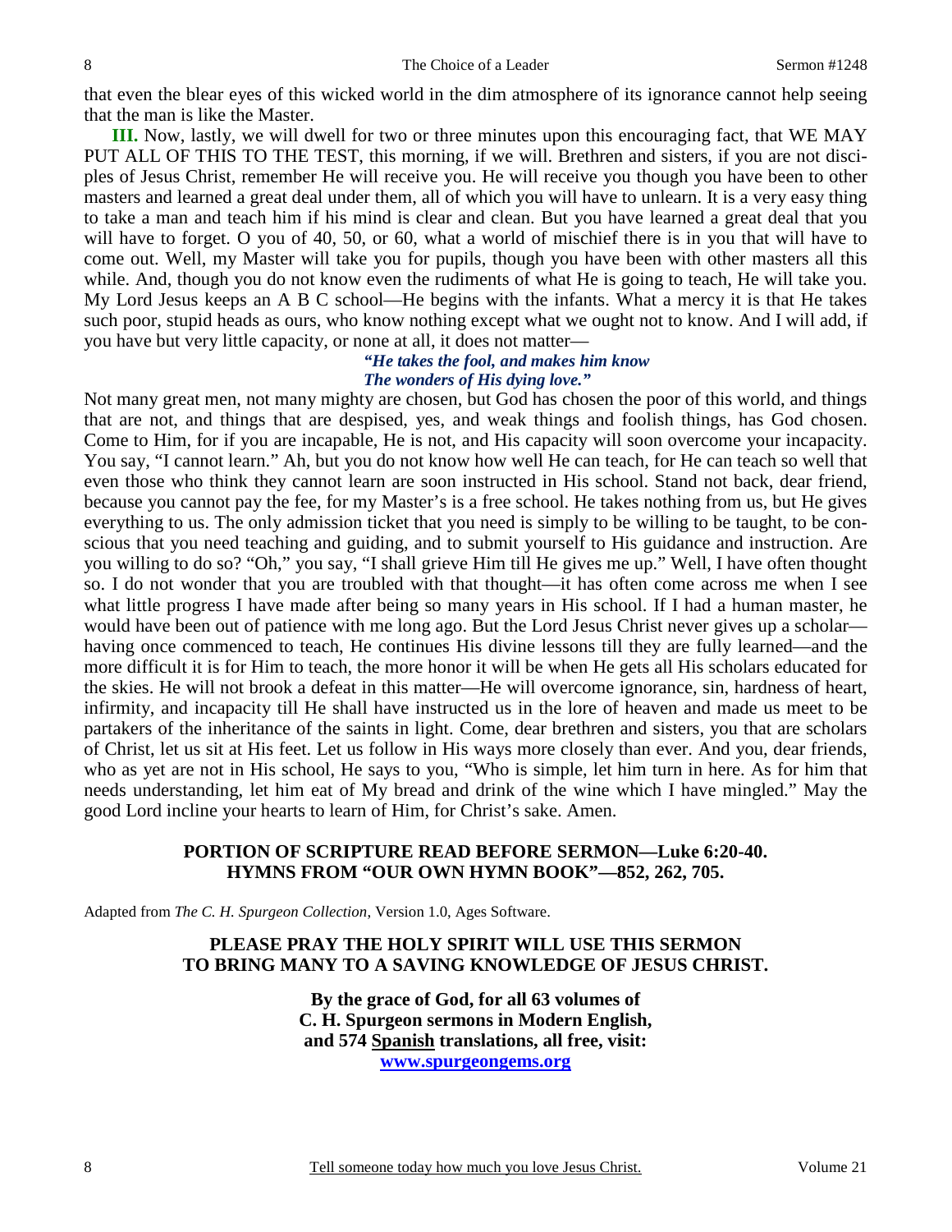that even the blear eyes of this wicked world in the dim atmosphere of its ignorance cannot help seeing that the man is like the Master.

**III.** Now, lastly, we will dwell for two or three minutes upon this encouraging fact, that WE MAY PUT ALL OF THIS TO THE TEST, this morning, if we will. Brethren and sisters, if you are not disciples of Jesus Christ, remember He will receive you. He will receive you though you have been to other masters and learned a great deal under them, all of which you will have to unlearn. It is a very easy thing to take a man and teach him if his mind is clear and clean. But you have learned a great deal that you will have to forget. O you of 40, 50, or 60, what a world of mischief there is in you that will have to come out. Well, my Master will take you for pupils, though you have been with other masters all this while. And, though you do not know even the rudiments of what He is going to teach, He will take you. My Lord Jesus keeps an A B C school—He begins with the infants. What a mercy it is that He takes such poor, stupid heads as ours, who know nothing except what we ought not to know. And I will add, if you have but very little capacity, or none at all, it does not matter—

> ***"He takes the fool, and makes him know***
> ***The wonders of His dying love."***

Not many great men, not many mighty are chosen, but God has chosen the poor of this world, and things that are not, and things that are despised, yes, and weak things and foolish things, has God chosen. Come to Him, for if you are incapable, He is not, and His capacity will soon overcome your incapacity. You say, "I cannot learn." Ah, but you do not know how well He can teach, for He can teach so well that even those who think they cannot learn are soon instructed in His school. Stand not back, dear friend, because you cannot pay the fee, for my Master's is a free school. He takes nothing from us, but He gives everything to us. The only admission ticket that you need is simply to be willing to be taught, to be conscious that you need teaching and guiding, and to submit yourself to His guidance and instruction. Are you willing to do so? "Oh," you say, "I shall grieve Him till He gives me up." Well, I have often thought so. I do not wonder that you are troubled with that thought—it has often come across me when I see what little progress I have made after being so many years in His school. If I had a human master, he would have been out of patience with me long ago. But the Lord Jesus Christ never gives up a scholar—having once commenced to teach, He continues His divine lessons till they are fully learned—and the more difficult it is for Him to teach, the more honor it will be when He gets all His scholars educated for the skies. He will not brook a defeat in this matter—He will overcome ignorance, sin, hardness of heart, infirmity, and incapacity till He shall have instructed us in the lore of heaven and made us meet to be partakers of the inheritance of the saints in light. Come, dear brethren and sisters, you that are scholars of Christ, let us sit at His feet. Let us follow in His ways more closely than ever. And you, dear friends, who as yet are not in His school, He says to you, "Who is simple, let him turn in here. As for him that needs understanding, let him eat of My bread and drink of the wine which I have mingled." May the good Lord incline your hearts to learn of Him, for Christ's sake. Amen.

**PORTION OF SCRIPTURE READ BEFORE SERMON—Luke 6:20-40.**
**HYMNS FROM "OUR OWN HYMN BOOK"—852, 262, 705.**

Adapted from *The C. H. Spurgeon Collection*, Version 1.0, Ages Software.

**PLEASE PRAY THE HOLY SPIRIT WILL USE THIS SERMON TO BRING MANY TO A SAVING KNOWLEDGE OF JESUS CHRIST.**

**By the grace of God, for all 63 volumes of C. H. Spurgeon sermons in Modern English, and 574 Spanish translations, all free, visit: www.spurgeongems.org**

Tell someone today how much you love Jesus Christ.